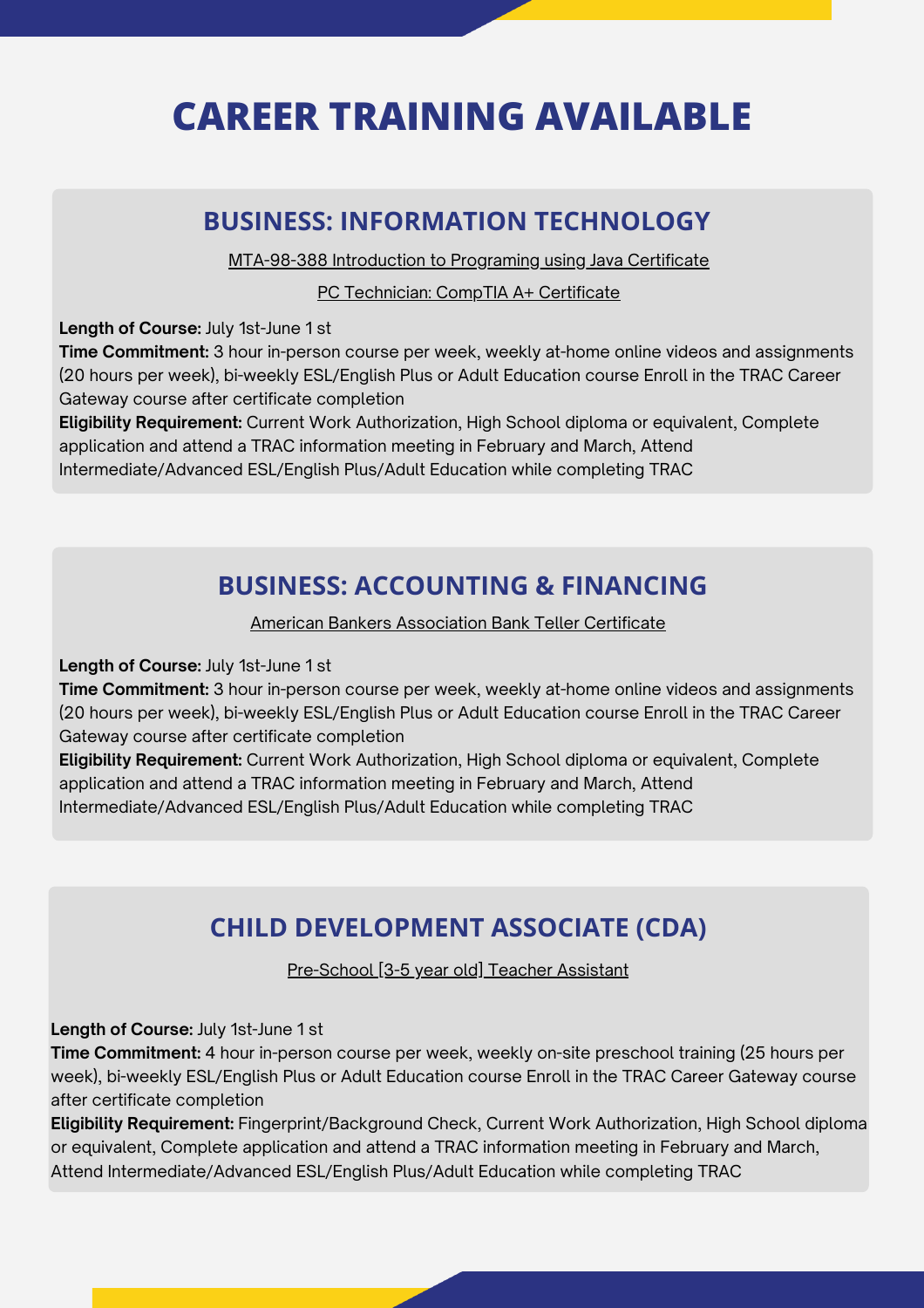# CAREER TRAINING AVAILABLE

## BUSINESS: INFORMATION TECHNOLOGY

MTA-98-388 Introduction to Programing using Java Certificate

PC Technician: CompTIA A+ Certificate

**Length of Course:** July 1st-June 1 st
**Time Commitment:** 3 hour in-person course per week, weekly at-home online videos and assignments (20 hours per week), bi-weekly ESL/English Plus or Adult Education course Enroll in the TRAC Career Gateway course after certificate completion
**Eligibility Requirement:** Current Work Authorization, High School diploma or equivalent, Complete application and attend a TRAC information meeting in February and March, Attend Intermediate/Advanced ESL/English Plus/Adult Education while completing TRAC

## BUSINESS: ACCOUNTING & FINANCING

American Bankers Association Bank Teller Certificate

**Length of Course:** July 1st-June 1 st
**Time Commitment:** 3 hour in-person course per week, weekly at-home online videos and assignments (20 hours per week), bi-weekly ESL/English Plus or Adult Education course Enroll in the TRAC Career Gateway course after certificate completion
**Eligibility Requirement:** Current Work Authorization, High School diploma or equivalent, Complete application and attend a TRAC information meeting in February and March, Attend Intermediate/Advanced ESL/English Plus/Adult Education while completing TRAC

## CHILD DEVELOPMENT ASSOCIATE (CDA)

Pre-School [3-5 year old] Teacher Assistant

**Length of Course:** July 1st-June 1 st
**Time Commitment:** 4 hour in-person course per week, weekly on-site preschool training (25 hours per week), bi-weekly ESL/English Plus or Adult Education course Enroll in the TRAC Career Gateway course after certificate completion
**Eligibility Requirement:** Fingerprint/Background Check, Current Work Authorization, High School diploma or equivalent, Complete application and attend a TRAC information meeting in February and March, Attend Intermediate/Advanced ESL/English Plus/Adult Education while completing TRAC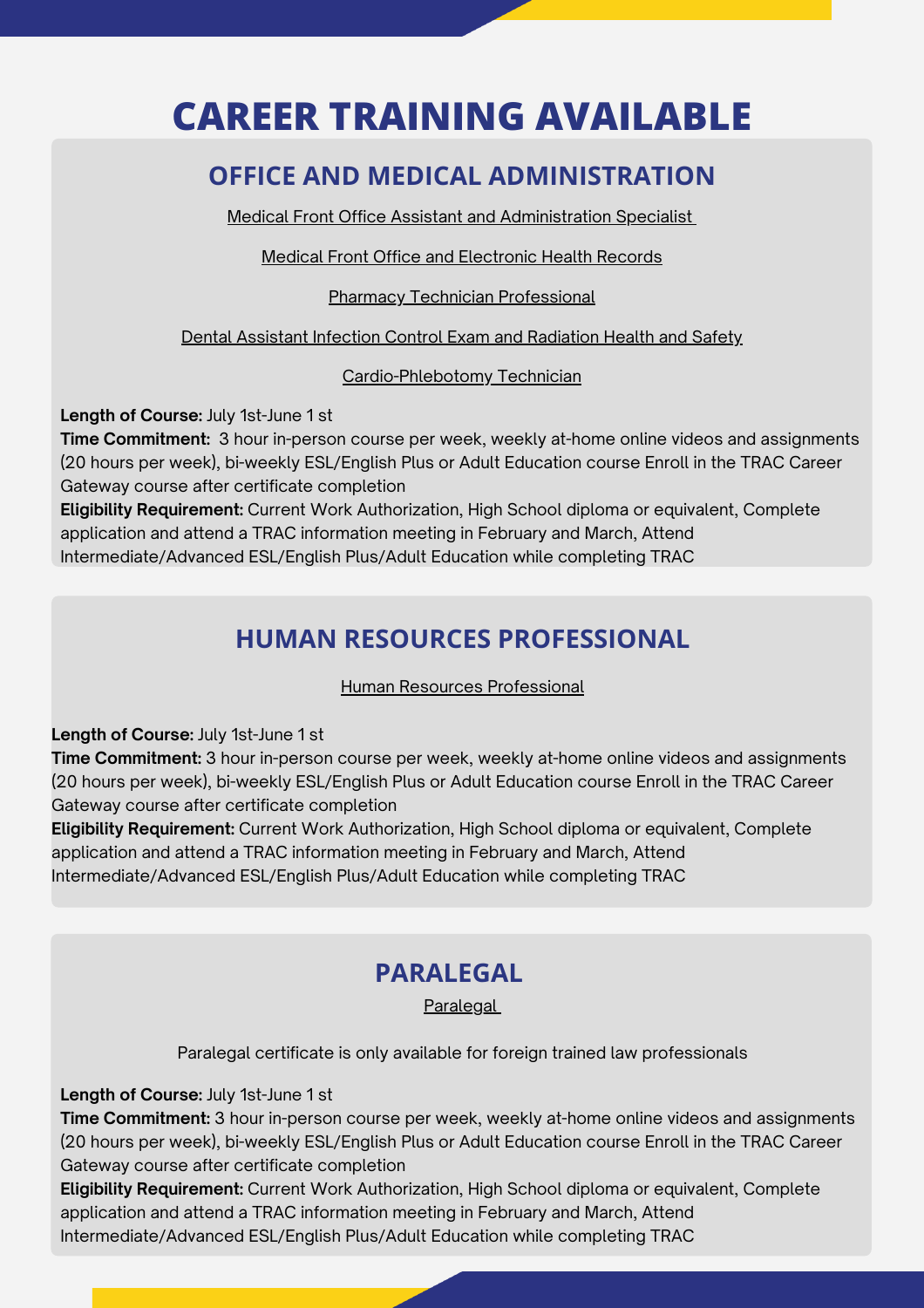# CAREER TRAINING AVAILABLE

## OFFICE AND MEDICAL ADMINISTRATION

Medical Front Office Assistant and Administration Specialist

Medical Front Office and Electronic Health Records

Pharmacy Technician Professional

Dental Assistant Infection Control Exam and Radiation Health and Safety

Cardio-Phlebotomy Technician

**Length of Course:** July 1st-June 1 st
**Time Commitment:** 3 hour in-person course per week, weekly at-home online videos and assignments (20 hours per week), bi-weekly ESL/English Plus or Adult Education course Enroll in the TRAC Career Gateway course after certificate completion
**Eligibility Requirement:** Current Work Authorization, High School diploma or equivalent, Complete application and attend a TRAC information meeting in February and March, Attend Intermediate/Advanced ESL/English Plus/Adult Education while completing TRAC

## HUMAN RESOURCES PROFESSIONAL

Human Resources Professional

**Length of Course:** July 1st-June 1 st
**Time Commitment:** 3 hour in-person course per week, weekly at-home online videos and assignments (20 hours per week), bi-weekly ESL/English Plus or Adult Education course Enroll in the TRAC Career Gateway course after certificate completion
**Eligibility Requirement:** Current Work Authorization, High School diploma or equivalent, Complete application and attend a TRAC information meeting in February and March, Attend Intermediate/Advanced ESL/English Plus/Adult Education while completing TRAC

## PARALEGAL

Paralegal

Paralegal certificate is only available for foreign trained law professionals

**Length of Course:** July 1st-June 1 st
**Time Commitment:** 3 hour in-person course per week, weekly at-home online videos and assignments (20 hours per week), bi-weekly ESL/English Plus or Adult Education course Enroll in the TRAC Career Gateway course after certificate completion
**Eligibility Requirement:** Current Work Authorization, High School diploma or equivalent, Complete application and attend a TRAC information meeting in February and March, Attend Intermediate/Advanced ESL/English Plus/Adult Education while completing TRAC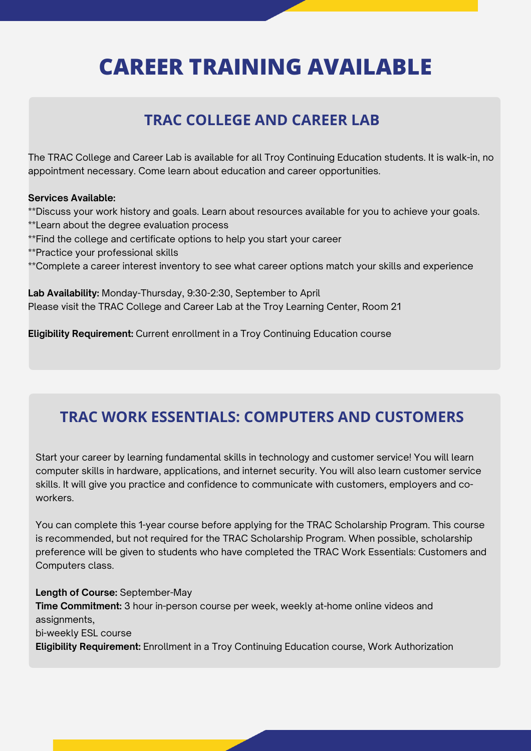# CAREER TRAINING AVAILABLE

## TRAC COLLEGE AND CAREER LAB

The TRAC College and Career Lab is available for all Troy Continuing Education students. It is walk-in, no appointment necessary. Come learn about education and career opportunities.

**Services Available:**

**Discuss your work history and goals. Learn about resources available for you to achieve your goals.
**Learn about the degree evaluation process
**Find the college and certificate options to help you start your career
**Practice your professional skills
**Complete a career interest inventory to see what career options match your skills and experience

**Lab Availability:** Monday-Thursday, 9:30-2:30, September to April
Please visit the TRAC College and Career Lab at the Troy Learning Center, Room 21

**Eligibility Requirement:** Current enrollment in a Troy Continuing Education course

## TRAC WORK ESSENTIALS: COMPUTERS AND CUSTOMERS

Start your career by learning fundamental skills in technology and customer service! You will learn computer skills in hardware, applications, and internet security. You will also learn customer service skills. It will give you practice and confidence to communicate with customers, employers and co-workers.

You can complete this 1-year course before applying for the TRAC Scholarship Program. This course is recommended, but not required for the TRAC Scholarship Program. When possible, scholarship preference will be given to students who have completed the TRAC Work Essentials: Customers and Computers class.

**Length of Course:** September-May
**Time Commitment:** 3 hour in-person course per week, weekly at-home online videos and assignments,
bi-weekly ESL course
**Eligibility Requirement:** Enrollment in a Troy Continuing Education course, Work Authorization